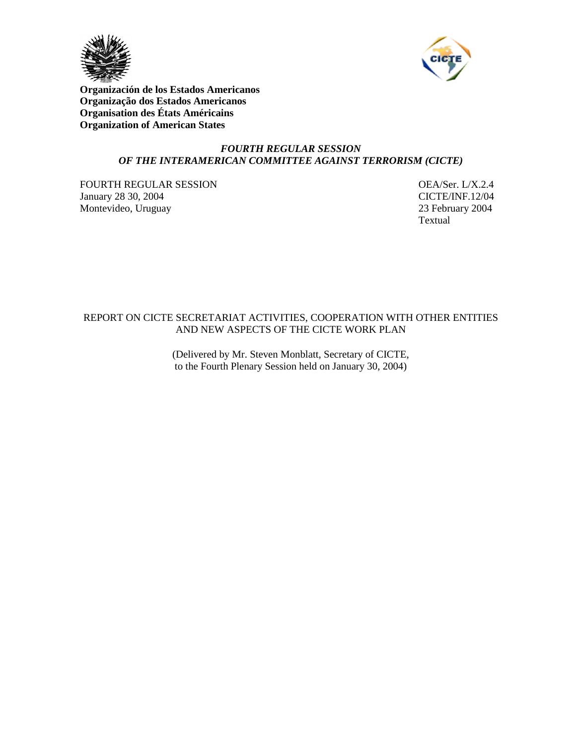**Organización de los Estados Americanos**
**Organização dos Estados Americanos**
**Organisation des États Américains**
**Organization of American States**

***FOURTH REGULAR SESSION***
***OF THE INTERAMERICAN COMMITTEE AGAINST TERRORISM (CICTE)***

FOURTH REGULAR SESSION
January 28 30, 2004
Montevideo, Uruguay

OEA/Ser. L/X.2.4
CICTE/INF.12/04
23 February 2004
Textual

REPORT ON CICTE SECRETARIAT ACTIVITIES, COOPERATION WITH OTHER ENTITIES AND NEW ASPECTS OF THE CICTE WORK PLAN

(Delivered by Mr. Steven Monblatt, Secretary of CICTE, to the Fourth Plenary Session held on January 30, 2004)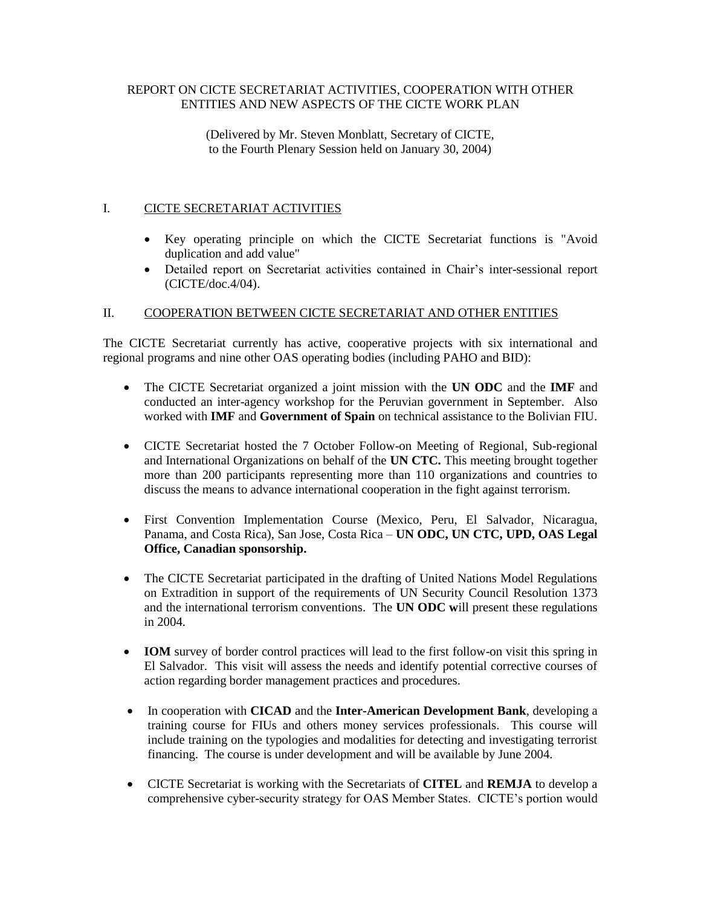REPORT ON CICTE SECRETARIAT ACTIVITIES, COOPERATION WITH OTHER ENTITIES AND NEW ASPECTS OF THE CICTE WORK PLAN

(Delivered by Mr. Steven Monblatt, Secretary of CICTE, to the Fourth Plenary Session held on January 30, 2004)

## I. CICTE SECRETARIAT ACTIVITIES

- Key operating principle on which the CICTE Secretariat functions is "Avoid duplication and add value"
- Detailed report on Secretariat activities contained in Chair's inter-sessional report (CICTE/doc.4/04).

## II. COOPERATION BETWEEN CICTE SECRETARIAT AND OTHER ENTITIES

The CICTE Secretariat currently has active, cooperative projects with six international and regional programs and nine other OAS operating bodies (including PAHO and BID):

- The CICTE Secretariat organized a joint mission with the **UN ODC** and the **IMF** and conducted an inter-agency workshop for the Peruvian government in September. Also worked with **IMF** and **Government of Spain** on technical assistance to the Bolivian FIU.

- CICTE Secretariat hosted the 7 October Follow-on Meeting of Regional, Sub-regional and International Organizations on behalf of the **UN CTC.** This meeting brought together more than 200 participants representing more than 110 organizations and countries to discuss the means to advance international cooperation in the fight against terrorism.

- First Convention Implementation Course (Mexico, Peru, El Salvador, Nicaragua, Panama, and Costa Rica), San Jose, Costa Rica – **UN ODC, UN CTC, UPD, OAS Legal Office, Canadian sponsorship.**

- The CICTE Secretariat participated in the drafting of United Nations Model Regulations on Extradition in support of the requirements of UN Security Council Resolution 1373 and the international terrorism conventions. The **UN ODC w**ill present these regulations in 2004.

- **IOM** survey of border control practices will lead to the first follow-on visit this spring in El Salvador. This visit will assess the needs and identify potential corrective courses of action regarding border management practices and procedures.

- In cooperation with **CICAD** and the **Inter-American Development Bank**, developing a training course for FIUs and others money services professionals. This course will include training on the typologies and modalities for detecting and investigating terrorist financing. The course is under development and will be available by June 2004.

- CICTE Secretariat is working with the Secretariats of **CITEL** and **REMJA** to develop a comprehensive cyber-security strategy for OAS Member States. CICTE's portion would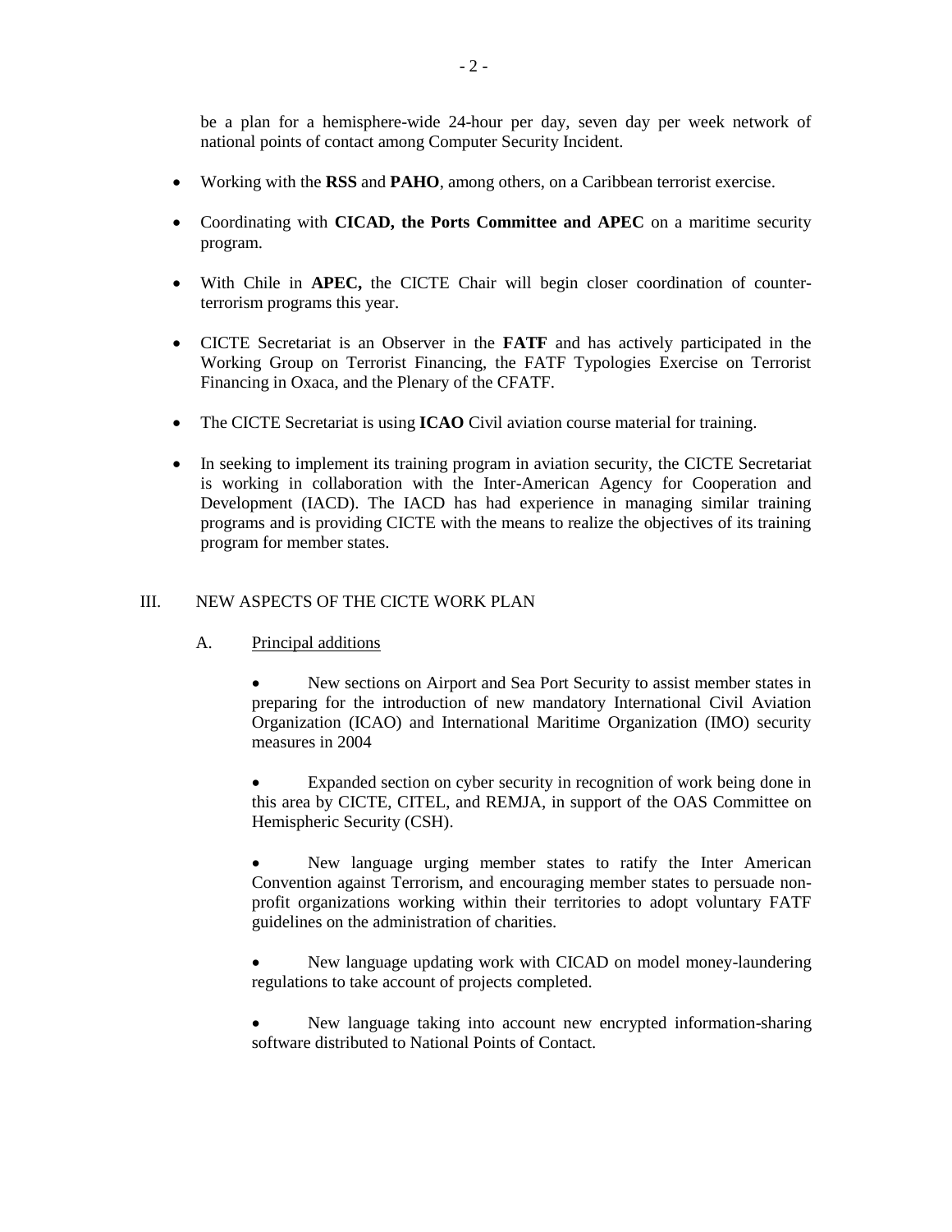be a plan for a hemisphere-wide 24-hour per day, seven day per week network of national points of contact among Computer Security Incident.

- Working with the **RSS** and **PAHO**, among others, on a Caribbean terrorist exercise.

- Coordinating with **CICAD, the Ports Committee and APEC** on a maritime security program.

- With Chile in **APEC,** the CICTE Chair will begin closer coordination of counter-terrorism programs this year.

- CICTE Secretariat is an Observer in the **FATF** and has actively participated in the Working Group on Terrorist Financing, the FATF Typologies Exercise on Terrorist Financing in Oxaca, and the Plenary of the CFATF.

- The CICTE Secretariat is using **ICAO** Civil aviation course material for training.

- In seeking to implement its training program in aviation security, the CICTE Secretariat is working in collaboration with the Inter-American Agency for Cooperation and Development (IACD). The IACD has had experience in managing similar training programs and is providing CICTE with the means to realize the objectives of its training program for member states.

## III. NEW ASPECTS OF THE CICTE WORK PLAN

### A. Principal additions

- New sections on Airport and Sea Port Security to assist member states in preparing for the introduction of new mandatory International Civil Aviation Organization (ICAO) and International Maritime Organization (IMO) security measures in 2004

- Expanded section on cyber security in recognition of work being done in this area by CICTE, CITEL, and REMJA, in support of the OAS Committee on Hemispheric Security (CSH).

- New language urging member states to ratify the Inter American Convention against Terrorism, and encouraging member states to persuade non-profit organizations working within their territories to adopt voluntary FATF guidelines on the administration of charities.

- New language updating work with CICAD on model money-laundering regulations to take account of projects completed.

- New language taking into account new encrypted information-sharing software distributed to National Points of Contact.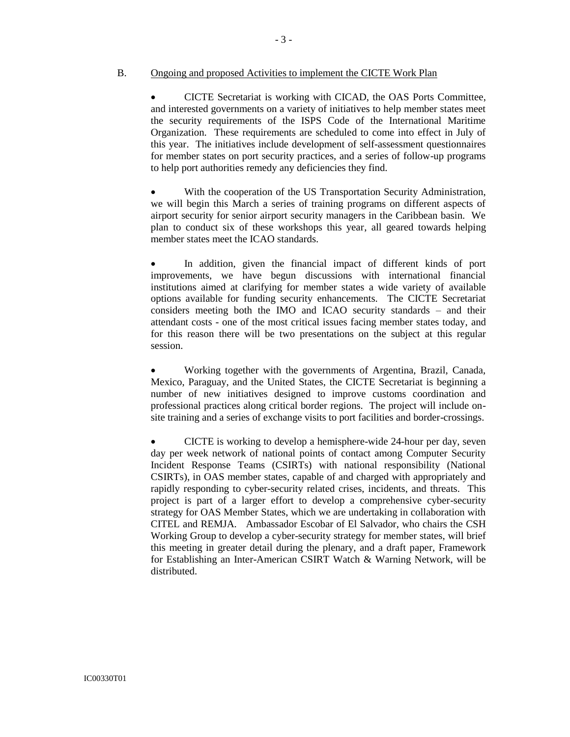B. Ongoing and proposed Activities to implement the CICTE Work Plan

- CICTE Secretariat is working with CICAD, the OAS Ports Committee, and interested governments on a variety of initiatives to help member states meet the security requirements of the ISPS Code of the International Maritime Organization. These requirements are scheduled to come into effect in July of this year. The initiatives include development of self-assessment questionnaires for member states on port security practices, and a series of follow-up programs to help port authorities remedy any deficiencies they find.

- With the cooperation of the US Transportation Security Administration, we will begin this March a series of training programs on different aspects of airport security for senior airport security managers in the Caribbean basin. We plan to conduct six of these workshops this year, all geared towards helping member states meet the ICAO standards.

- In addition, given the financial impact of different kinds of port improvements, we have begun discussions with international financial institutions aimed at clarifying for member states a wide variety of available options available for funding security enhancements. The CICTE Secretariat considers meeting both the IMO and ICAO security standards – and their attendant costs - one of the most critical issues facing member states today, and for this reason there will be two presentations on the subject at this regular session.

- Working together with the governments of Argentina, Brazil, Canada, Mexico, Paraguay, and the United States, the CICTE Secretariat is beginning a number of new initiatives designed to improve customs coordination and professional practices along critical border regions. The project will include on-site training and a series of exchange visits to port facilities and border-crossings.

- CICTE is working to develop a hemisphere-wide 24-hour per day, seven day per week network of national points of contact among Computer Security Incident Response Teams (CSIRTs) with national responsibility (National CSIRTs), in OAS member states, capable of and charged with appropriately and rapidly responding to cyber-security related crises, incidents, and threats. This project is part of a larger effort to develop a comprehensive cyber-security strategy for OAS Member States, which we are undertaking in collaboration with CITEL and REMJA. Ambassador Escobar of El Salvador, who chairs the CSH Working Group to develop a cyber-security strategy for member states, will brief this meeting in greater detail during the plenary, and a draft paper, Framework for Establishing an Inter-American CSIRT Watch & Warning Network, will be distributed.

IC00330T01